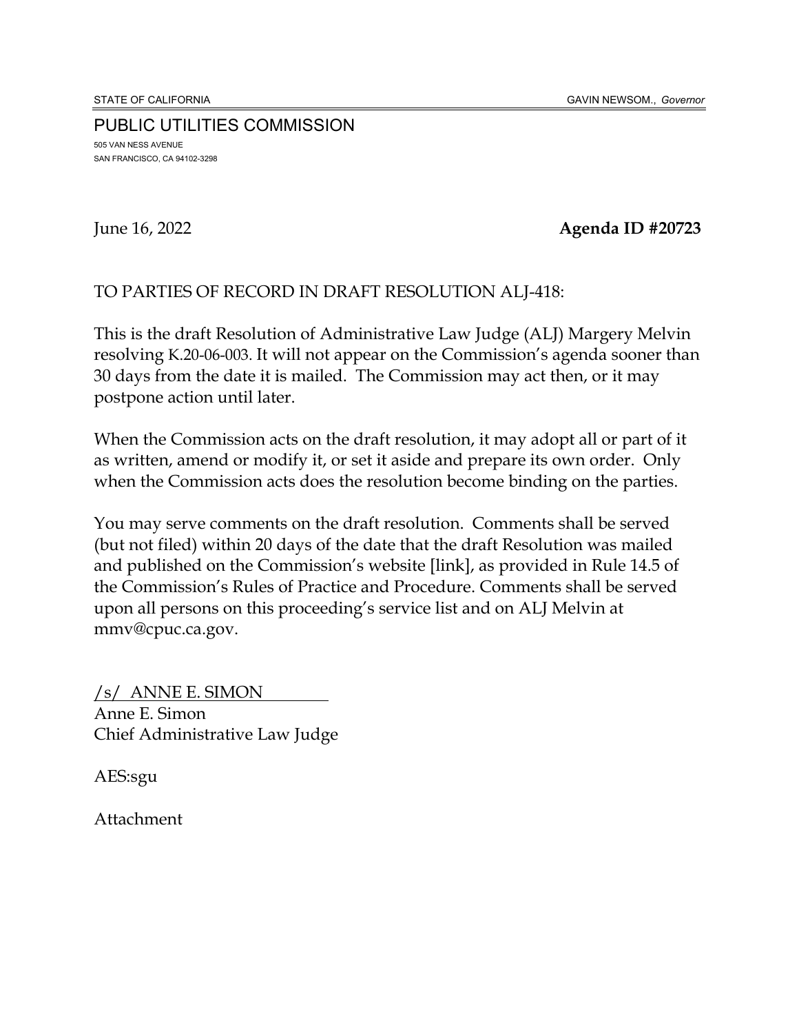STATE OF CALIFORNIA GAVIN NEWSOM., *Governor*

PUBLIC UTILITIES COMMISSION
505 VAN NESS AVENUE
SAN FRANCISCO, CA 94102-3298

June 16, 2022 **Agenda ID #20723**

TO PARTIES OF RECORD IN DRAFT RESOLUTION ALJ-418:

This is the draft Resolution of Administrative Law Judge (ALJ) Margery Melvin resolving K.20-06-003. It will not appear on the Commission's agenda sooner than 30 days from the date it is mailed. The Commission may act then, or it may postpone action until later.

When the Commission acts on the draft resolution, it may adopt all or part of it as written, amend or modify it, or set it aside and prepare its own order. Only when the Commission acts does the resolution become binding on the parties.

You may serve comments on the draft resolution. Comments shall be served (but not filed) within 20 days of the date that the draft Resolution was mailed and published on the Commission's website [link], as provided in Rule 14.5 of the Commission's Rules of Practice and Procedure. Comments shall be served upon all persons on this proceeding's service list and on ALJ Melvin at mmv@cpuc.ca.gov.

/s/ ANNE E. SIMON
Anne E. Simon
Chief Administrative Law Judge

AES:sgu

Attachment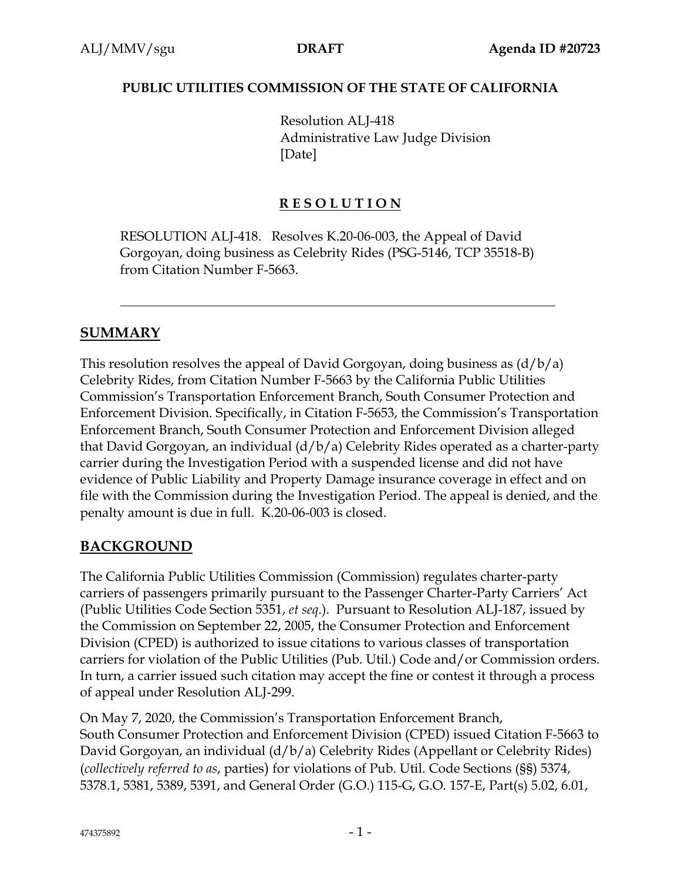**PUBLIC UTILITIES COMMISSION OF THE STATE OF CALIFORNIA**

Resolution ALJ-418
Administrative Law Judge Division
[Date]

**R E S O L U T I O N**

RESOLUTION ALJ-418. Resolves K.20-06-003, the Appeal of David Gorgoyan, doing business as Celebrity Rides (PSG-5146, TCP 35518-B) from Citation Number F-5663.

---

## SUMMARY

This resolution resolves the appeal of David Gorgoyan, doing business as (d/b/a) Celebrity Rides, from Citation Number F-5663 by the California Public Utilities Commission's Transportation Enforcement Branch, South Consumer Protection and Enforcement Division. Specifically, in Citation F-5653, the Commission's Transportation Enforcement Branch, South Consumer Protection and Enforcement Division alleged that David Gorgoyan, an individual (d/b/a) Celebrity Rides operated as a charter-party carrier during the Investigation Period with a suspended license and did not have evidence of Public Liability and Property Damage insurance coverage in effect and on file with the Commission during the Investigation Period. The appeal is denied, and the penalty amount is due in full. K.20-06-003 is closed.

## BACKGROUND

The California Public Utilities Commission (Commission) regulates charter-party carriers of passengers primarily pursuant to the Passenger Charter-Party Carriers' Act (Public Utilities Code Section 5351, *et seq.*). Pursuant to Resolution ALJ-187, issued by the Commission on September 22, 2005, the Consumer Protection and Enforcement Division (CPED) is authorized to issue citations to various classes of transportation carriers for violation of the Public Utilities (Pub. Util.) Code and/or Commission orders. In turn, a carrier issued such citation may accept the fine or contest it through a process of appeal under Resolution ALJ-299.

On May 7, 2020, the Commission's Transportation Enforcement Branch, South Consumer Protection and Enforcement Division (CPED) issued Citation F-5663 to David Gorgoyan, an individual (d/b/a) Celebrity Rides (Appellant or Celebrity Rides) (*collectively referred to as*, parties) for violations of Pub. Util. Code Sections (§§) 5374, 5378.1, 5381, 5389, 5391, and General Order (G.O.) 115-G, G.O. 157-E, Part(s) 5.02, 6.01,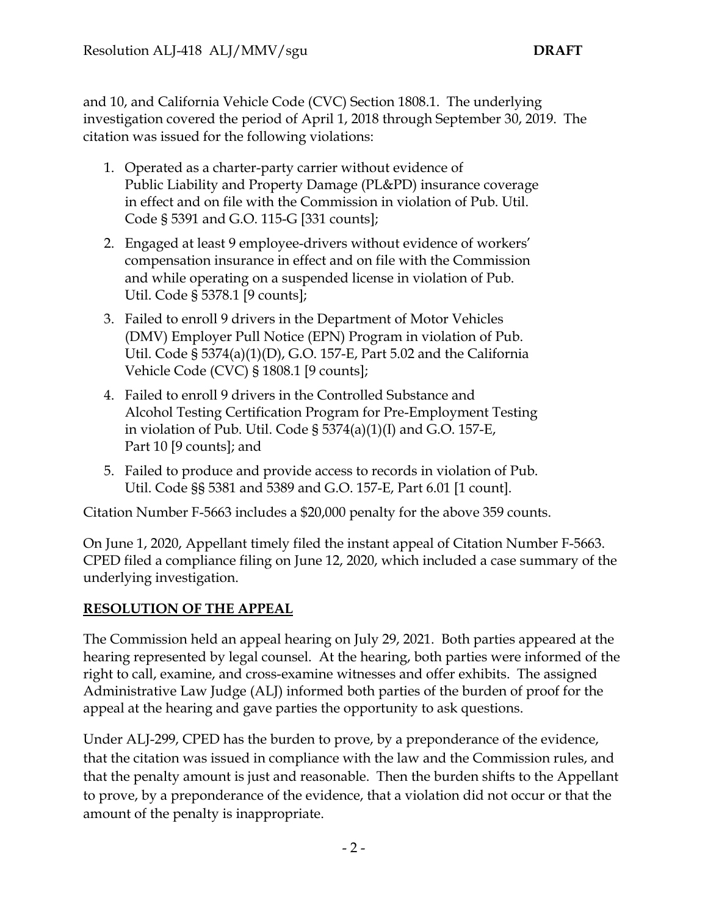and 10, and California Vehicle Code (CVC) Section 1808.1. The underlying investigation covered the period of April 1, 2018 through September 30, 2019. The citation was issued for the following violations:

1. Operated as a charter-party carrier without evidence of Public Liability and Property Damage (PL&PD) insurance coverage in effect and on file with the Commission in violation of Pub. Util. Code § 5391 and G.O. 115-G [331 counts];
2. Engaged at least 9 employee-drivers without evidence of workers' compensation insurance in effect and on file with the Commission and while operating on a suspended license in violation of Pub. Util. Code § 5378.1 [9 counts];
3. Failed to enroll 9 drivers in the Department of Motor Vehicles (DMV) Employer Pull Notice (EPN) Program in violation of Pub. Util. Code § 5374(a)(1)(D), G.O. 157-E, Part 5.02 and the California Vehicle Code (CVC) § 1808.1 [9 counts];
4. Failed to enroll 9 drivers in the Controlled Substance and Alcohol Testing Certification Program for Pre-Employment Testing in violation of Pub. Util. Code § 5374(a)(1)(I) and G.O. 157-E, Part 10 [9 counts]; and
5. Failed to produce and provide access to records in violation of Pub. Util. Code §§ 5381 and 5389 and G.O. 157-E, Part 6.01 [1 count].

Citation Number F-5663 includes a $20,000 penalty for the above 359 counts.

On June 1, 2020, Appellant timely filed the instant appeal of Citation Number F-5663. CPED filed a compliance filing on June 12, 2020, which included a case summary of the underlying investigation.

## RESOLUTION OF THE APPEAL

The Commission held an appeal hearing on July 29, 2021. Both parties appeared at the hearing represented by legal counsel. At the hearing, both parties were informed of the right to call, examine, and cross-examine witnesses and offer exhibits. The assigned Administrative Law Judge (ALJ) informed both parties of the burden of proof for the appeal at the hearing and gave parties the opportunity to ask questions.

Under ALJ-299, CPED has the burden to prove, by a preponderance of the evidence, that the citation was issued in compliance with the law and the Commission rules, and that the penalty amount is just and reasonable. Then the burden shifts to the Appellant to prove, by a preponderance of the evidence, that a violation did not occur or that the amount of the penalty is inappropriate.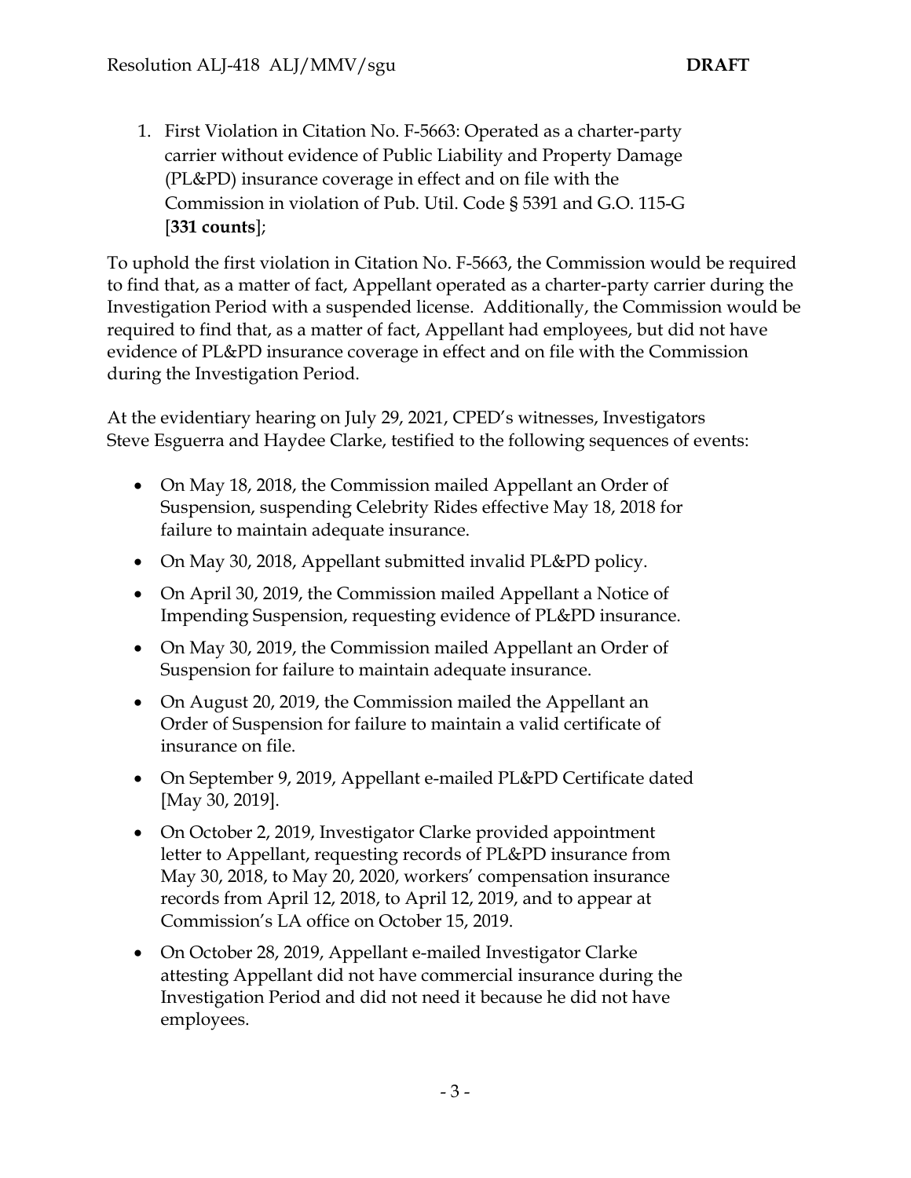1. First Violation in Citation No. F-5663: Operated as a charter-party carrier without evidence of Public Liability and Property Damage (PL&PD) insurance coverage in effect and on file with the Commission in violation of Pub. Util. Code § 5391 and G.O. 115-G [**331 counts**];

To uphold the first violation in Citation No. F-5663, the Commission would be required to find that, as a matter of fact, Appellant operated as a charter-party carrier during the Investigation Period with a suspended license. Additionally, the Commission would be required to find that, as a matter of fact, Appellant had employees, but did not have evidence of PL&PD insurance coverage in effect and on file with the Commission during the Investigation Period.

At the evidentiary hearing on July 29, 2021, CPED's witnesses, Investigators Steve Esguerra and Haydee Clarke, testified to the following sequences of events:

- On May 18, 2018, the Commission mailed Appellant an Order of Suspension, suspending Celebrity Rides effective May 18, 2018 for failure to maintain adequate insurance.
- On May 30, 2018, Appellant submitted invalid PL&PD policy.
- On April 30, 2019, the Commission mailed Appellant a Notice of Impending Suspension, requesting evidence of PL&PD insurance.
- On May 30, 2019, the Commission mailed Appellant an Order of Suspension for failure to maintain adequate insurance.
- On August 20, 2019, the Commission mailed the Appellant an Order of Suspension for failure to maintain a valid certificate of insurance on file.
- On September 9, 2019, Appellant e-mailed PL&PD Certificate dated [May 30, 2019].
- On October 2, 2019, Investigator Clarke provided appointment letter to Appellant, requesting records of PL&PD insurance from May 30, 2018, to May 20, 2020, workers' compensation insurance records from April 12, 2018, to April 12, 2019, and to appear at Commission's LA office on October 15, 2019.
- On October 28, 2019, Appellant e-mailed Investigator Clarke attesting Appellant did not have commercial insurance during the Investigation Period and did not need it because he did not have employees.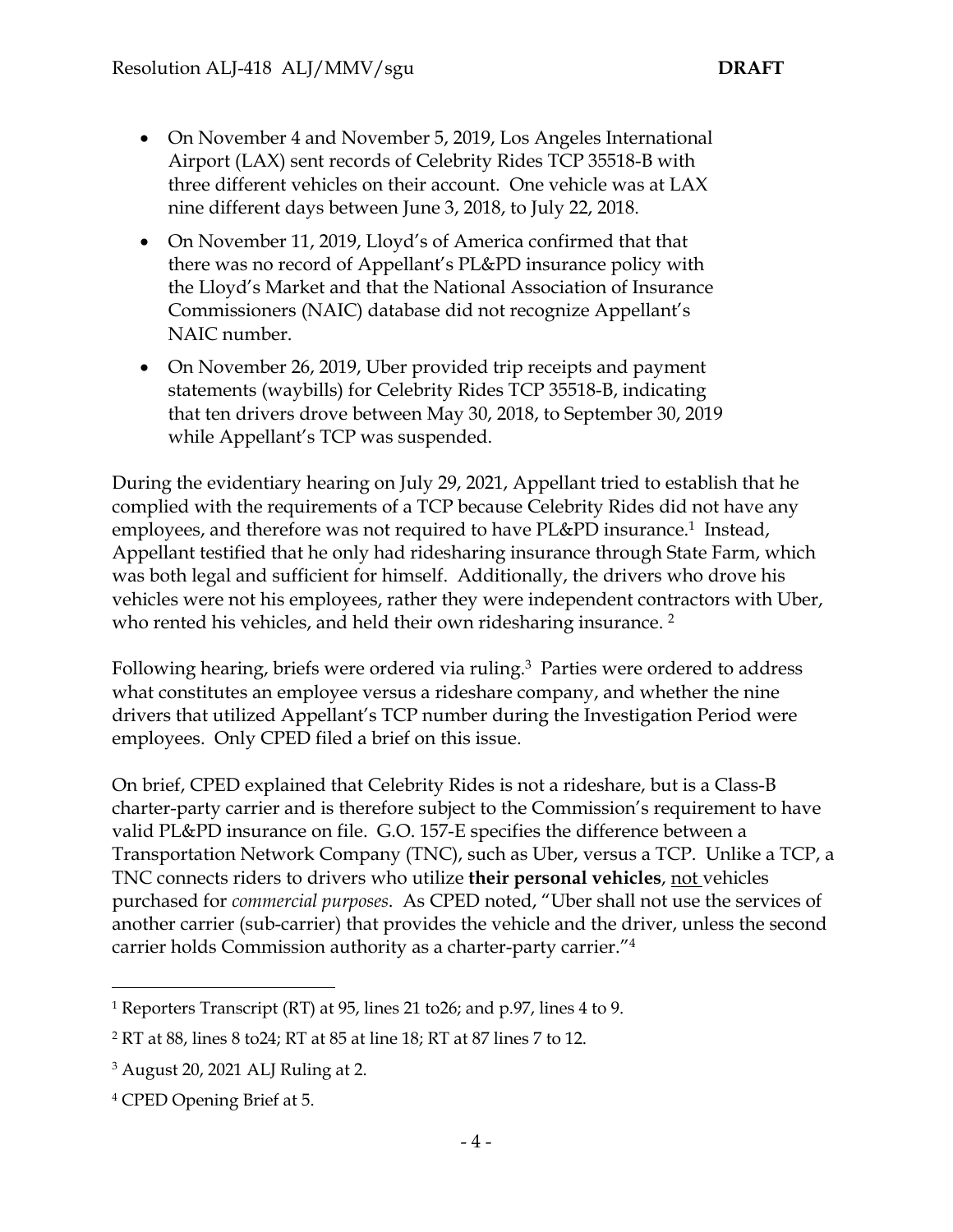- On November 4 and November 5, 2019, Los Angeles International Airport (LAX) sent records of Celebrity Rides TCP 35518-B with three different vehicles on their account. One vehicle was at LAX nine different days between June 3, 2018, to July 22, 2018.
- On November 11, 2019, Lloyd's of America confirmed that that there was no record of Appellant's PL&PD insurance policy with the Lloyd's Market and that the National Association of Insurance Commissioners (NAIC) database did not recognize Appellant's NAIC number.
- On November 26, 2019, Uber provided trip receipts and payment statements (waybills) for Celebrity Rides TCP 35518-B, indicating that ten drivers drove between May 30, 2018, to September 30, 2019 while Appellant's TCP was suspended.

During the evidentiary hearing on July 29, 2021, Appellant tried to establish that he complied with the requirements of a TCP because Celebrity Rides did not have any employees, and therefore was not required to have PL&PD insurance.[1] Instead, Appellant testified that he only had ridesharing insurance through State Farm, which was both legal and sufficient for himself. Additionally, the drivers who drove his vehicles were not his employees, rather they were independent contractors with Uber, who rented his vehicles, and held their own ridesharing insurance. [2]

Following hearing, briefs were ordered via ruling.[3] Parties were ordered to address what constitutes an employee versus a rideshare company, and whether the nine drivers that utilized Appellant's TCP number during the Investigation Period were employees. Only CPED filed a brief on this issue.

On brief, CPED explained that Celebrity Rides is not a rideshare, but is a Class-B charter-party carrier and is therefore subject to the Commission's requirement to have valid PL&PD insurance on file. G.O. 157-E specifies the difference between a Transportation Network Company (TNC), such as Uber, versus a TCP. Unlike a TCP, a TNC connects riders to drivers who utilize **their personal vehicles**, not vehicles purchased for *commercial purposes*. As CPED noted, "Uber shall not use the services of another carrier (sub-carrier) that provides the vehicle and the driver, unless the second carrier holds Commission authority as a charter-party carrier."[4]

---

[1] Reporters Transcript (RT) at 95, lines 21 to26; and p.97, lines 4 to 9.

[2] RT at 88, lines 8 to24; RT at 85 at line 18; RT at 87 lines 7 to 12.

[3] August 20, 2021 ALJ Ruling at 2.

[4] CPED Opening Brief at 5.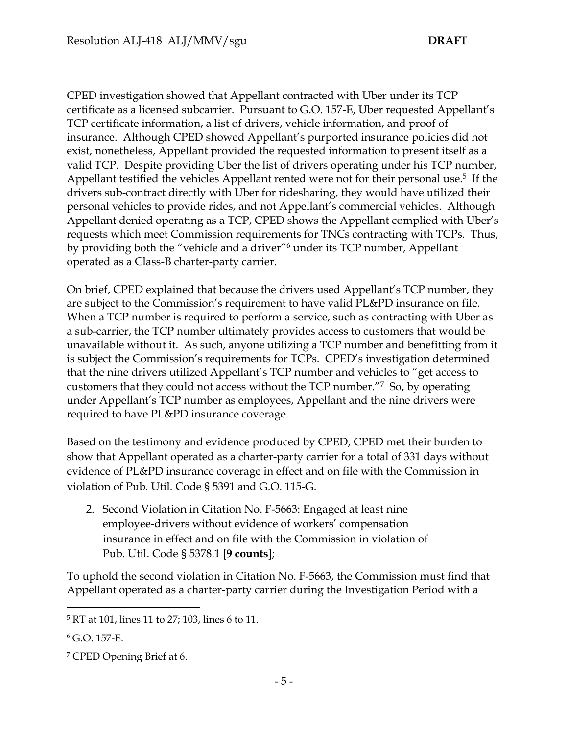CPED investigation showed that Appellant contracted with Uber under its TCP certificate as a licensed subcarrier. Pursuant to G.O. 157-E, Uber requested Appellant's TCP certificate information, a list of drivers, vehicle information, and proof of insurance. Although CPED showed Appellant's purported insurance policies did not exist, nonetheless, Appellant provided the requested information to present itself as a valid TCP. Despite providing Uber the list of drivers operating under his TCP number, Appellant testified the vehicles Appellant rented were not for their personal use.[5] If the drivers sub-contract directly with Uber for ridesharing, they would have utilized their personal vehicles to provide rides, and not Appellant's commercial vehicles. Although Appellant denied operating as a TCP, CPED shows the Appellant complied with Uber's requests which meet Commission requirements for TNCs contracting with TCPs. Thus, by providing both the "vehicle and a driver"[6] under its TCP number, Appellant operated as a Class-B charter-party carrier.

On brief, CPED explained that because the drivers used Appellant's TCP number, they are subject to the Commission's requirement to have valid PL&PD insurance on file. When a TCP number is required to perform a service, such as contracting with Uber as a sub-carrier, the TCP number ultimately provides access to customers that would be unavailable without it. As such, anyone utilizing a TCP number and benefitting from it is subject the Commission's requirements for TCPs. CPED's investigation determined that the nine drivers utilized Appellant's TCP number and vehicles to "get access to customers that they could not access without the TCP number."[7] So, by operating under Appellant's TCP number as employees, Appellant and the nine drivers were required to have PL&PD insurance coverage.

Based on the testimony and evidence produced by CPED, CPED met their burden to show that Appellant operated as a charter-party carrier for a total of 331 days without evidence of PL&PD insurance coverage in effect and on file with the Commission in violation of Pub. Util. Code § 5391 and G.O. 115-G.

2. Second Violation in Citation No. F-5663: Engaged at least nine employee-drivers without evidence of workers' compensation insurance in effect and on file with the Commission in violation of Pub. Util. Code § 5378.1 [**9 counts**];

To uphold the second violation in Citation No. F-5663, the Commission must find that Appellant operated as a charter-party carrier during the Investigation Period with a

---

[5] RT at 101, lines 11 to 27; 103, lines 6 to 11.

[6] G.O. 157-E.

[7] CPED Opening Brief at 6.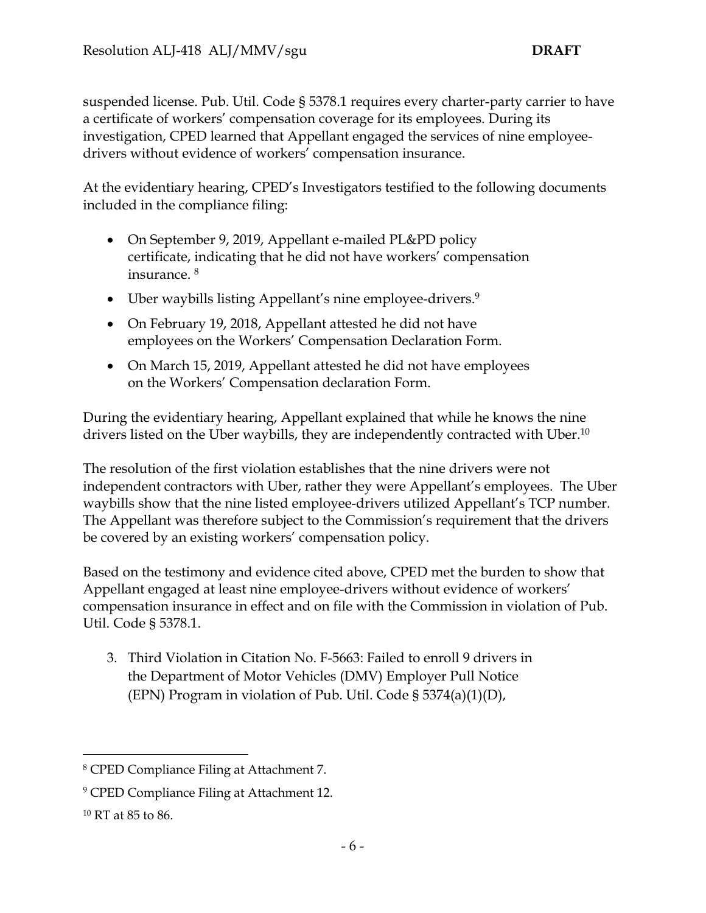suspended license. Pub. Util. Code § 5378.1 requires every charter-party carrier to have a certificate of workers' compensation coverage for its employees. During its investigation, CPED learned that Appellant engaged the services of nine employee-drivers without evidence of workers' compensation insurance.

At the evidentiary hearing, CPED's Investigators testified to the following documents included in the compliance filing:

- On September 9, 2019, Appellant e-mailed PL&PD policy certificate, indicating that he did not have workers' compensation insurance. [8]
- Uber waybills listing Appellant's nine employee-drivers.[9]
- On February 19, 2018, Appellant attested he did not have employees on the Workers' Compensation Declaration Form.
- On March 15, 2019, Appellant attested he did not have employees on the Workers' Compensation declaration Form.

During the evidentiary hearing, Appellant explained that while he knows the nine drivers listed on the Uber waybills, they are independently contracted with Uber.[10]

The resolution of the first violation establishes that the nine drivers were not independent contractors with Uber, rather they were Appellant's employees. The Uber waybills show that the nine listed employee-drivers utilized Appellant's TCP number. The Appellant was therefore subject to the Commission's requirement that the drivers be covered by an existing workers' compensation policy.

Based on the testimony and evidence cited above, CPED met the burden to show that Appellant engaged at least nine employee-drivers without evidence of workers' compensation insurance in effect and on file with the Commission in violation of Pub. Util. Code § 5378.1.

3. Third Violation in Citation No. F-5663: Failed to enroll 9 drivers in the Department of Motor Vehicles (DMV) Employer Pull Notice (EPN) Program in violation of Pub. Util. Code § 5374(a)(1)(D),

---

[8] CPED Compliance Filing at Attachment 7.

[9] CPED Compliance Filing at Attachment 12.

[10] RT at 85 to 86.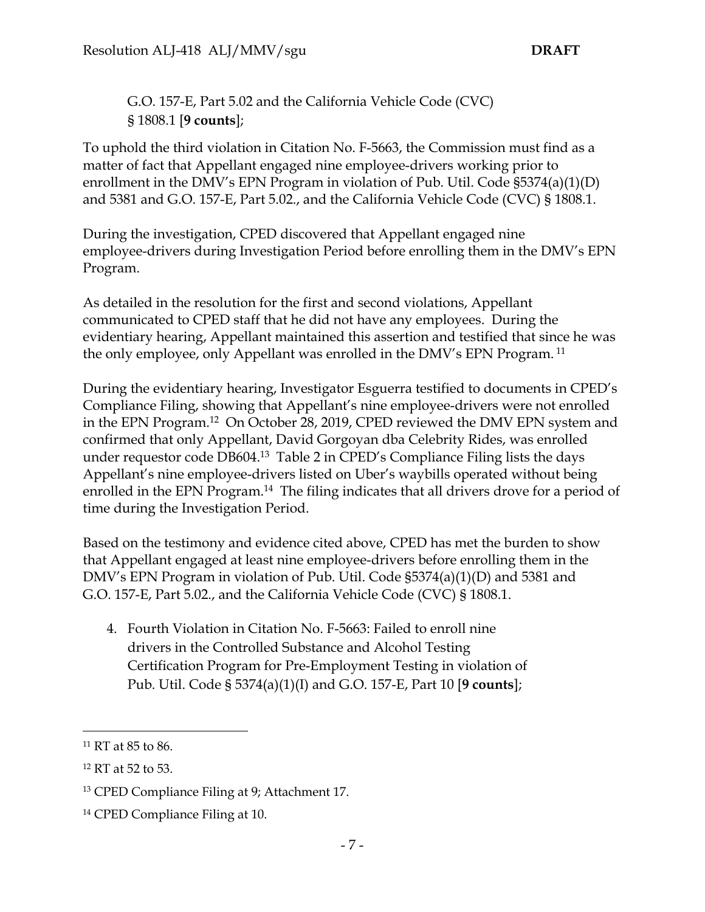G.O. 157-E, Part 5.02 and the California Vehicle Code (CVC) § 1808.1 [**9 counts**];

To uphold the third violation in Citation No. F-5663, the Commission must find as a matter of fact that Appellant engaged nine employee-drivers working prior to enrollment in the DMV's EPN Program in violation of Pub. Util. Code §5374(a)(1)(D) and 5381 and G.O. 157-E, Part 5.02., and the California Vehicle Code (CVC) § 1808.1.

During the investigation, CPED discovered that Appellant engaged nine employee-drivers during Investigation Period before enrolling them in the DMV's EPN Program.

As detailed in the resolution for the first and second violations, Appellant communicated to CPED staff that he did not have any employees. During the evidentiary hearing, Appellant maintained this assertion and testified that since he was the only employee, only Appellant was enrolled in the DMV's EPN Program. [11]

During the evidentiary hearing, Investigator Esguerra testified to documents in CPED's Compliance Filing, showing that Appellant's nine employee-drivers were not enrolled in the EPN Program.[12] On October 28, 2019, CPED reviewed the DMV EPN system and confirmed that only Appellant, David Gorgoyan dba Celebrity Rides, was enrolled under requestor code DB604.[13] Table 2 in CPED's Compliance Filing lists the days Appellant's nine employee-drivers listed on Uber's waybills operated without being enrolled in the EPN Program.[14] The filing indicates that all drivers drove for a period of time during the Investigation Period.

Based on the testimony and evidence cited above, CPED has met the burden to show that Appellant engaged at least nine employee-drivers before enrolling them in the DMV's EPN Program in violation of Pub. Util. Code §5374(a)(1)(D) and 5381 and G.O. 157-E, Part 5.02., and the California Vehicle Code (CVC) § 1808.1.

4. Fourth Violation in Citation No. F-5663: Failed to enroll nine drivers in the Controlled Substance and Alcohol Testing Certification Program for Pre-Employment Testing in violation of Pub. Util. Code § 5374(a)(1)(I) and G.O. 157-E, Part 10 [**9 counts**];

---

[11] RT at 85 to 86.

[12] RT at 52 to 53.

[13] CPED Compliance Filing at 9; Attachment 17.

[14] CPED Compliance Filing at 10.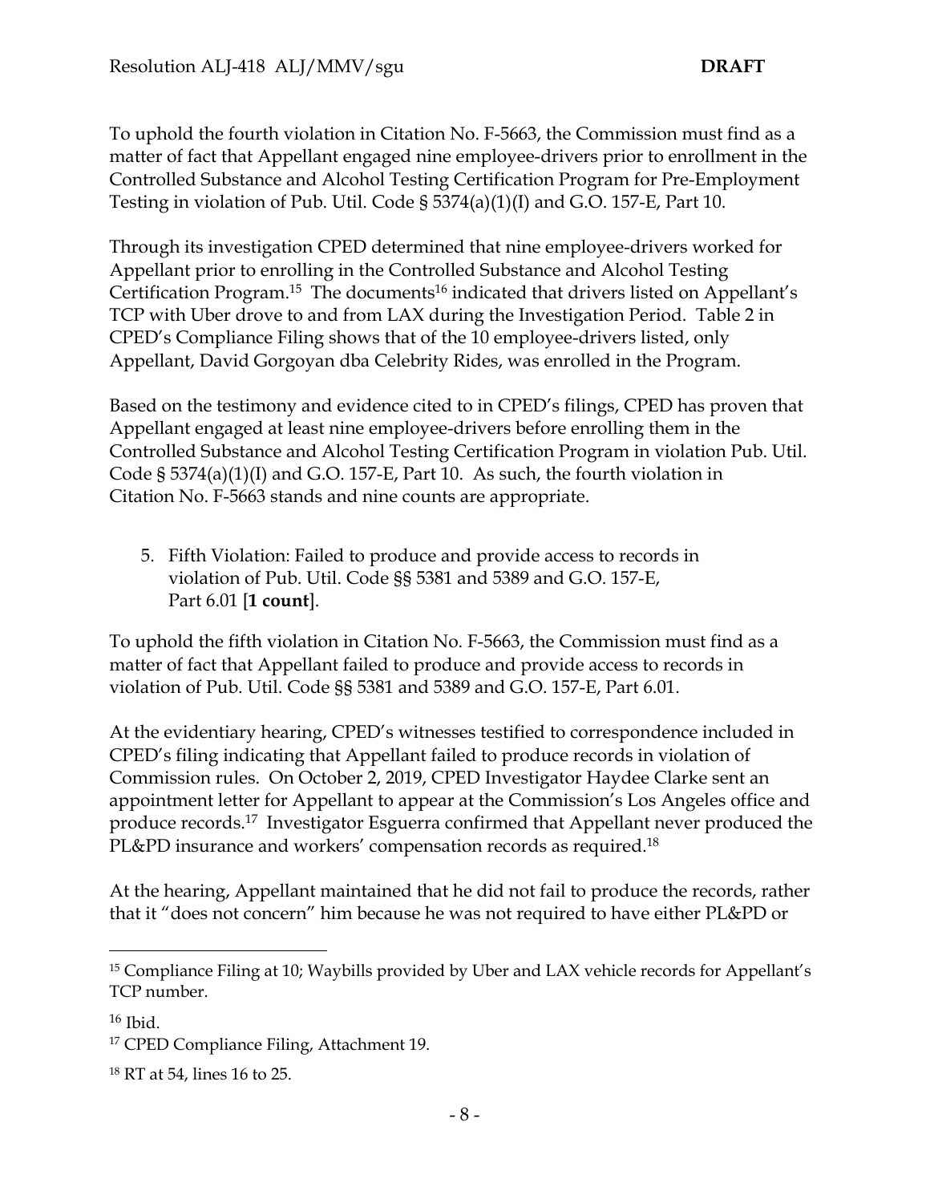To uphold the fourth violation in Citation No. F-5663, the Commission must find as a matter of fact that Appellant engaged nine employee-drivers prior to enrollment in the Controlled Substance and Alcohol Testing Certification Program for Pre-Employment Testing in violation of Pub. Util. Code § 5374(a)(1)(I) and G.O. 157-E, Part 10.

Through its investigation CPED determined that nine employee-drivers worked for Appellant prior to enrolling in the Controlled Substance and Alcohol Testing Certification Program.[15] The documents[16] indicated that drivers listed on Appellant's TCP with Uber drove to and from LAX during the Investigation Period. Table 2 in CPED's Compliance Filing shows that of the 10 employee-drivers listed, only Appellant, David Gorgoyan dba Celebrity Rides, was enrolled in the Program.

Based on the testimony and evidence cited to in CPED's filings, CPED has proven that Appellant engaged at least nine employee-drivers before enrolling them in the Controlled Substance and Alcohol Testing Certification Program in violation Pub. Util. Code § 5374(a)(1)(I) and G.O. 157-E, Part 10. As such, the fourth violation in Citation No. F-5663 stands and nine counts are appropriate.

5. Fifth Violation: Failed to produce and provide access to records in violation of Pub. Util. Code §§ 5381 and 5389 and G.O. 157-E, Part 6.01 [**1 count**].

To uphold the fifth violation in Citation No. F-5663, the Commission must find as a matter of fact that Appellant failed to produce and provide access to records in violation of Pub. Util. Code §§ 5381 and 5389 and G.O. 157-E, Part 6.01.

At the evidentiary hearing, CPED's witnesses testified to correspondence included in CPED's filing indicating that Appellant failed to produce records in violation of Commission rules. On October 2, 2019, CPED Investigator Haydee Clarke sent an appointment letter for Appellant to appear at the Commission's Los Angeles office and produce records.[17] Investigator Esguerra confirmed that Appellant never produced the PL&PD insurance and workers' compensation records as required.[18]

At the hearing, Appellant maintained that he did not fail to produce the records, rather that it "does not concern" him because he was not required to have either PL&PD or

---

[15] Compliance Filing at 10; Waybills provided by Uber and LAX vehicle records for Appellant's TCP number.

[16] Ibid.

[17] CPED Compliance Filing, Attachment 19.

[18] RT at 54, lines 16 to 25.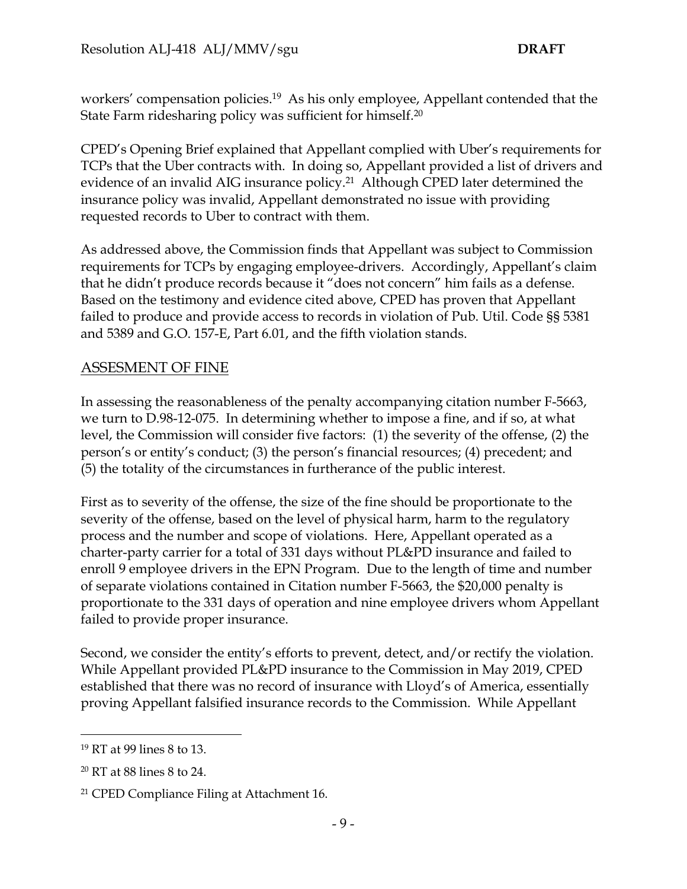workers' compensation policies.[19] As his only employee, Appellant contended that the State Farm ridesharing policy was sufficient for himself.[20]

CPED's Opening Brief explained that Appellant complied with Uber's requirements for TCPs that the Uber contracts with. In doing so, Appellant provided a list of drivers and evidence of an invalid AIG insurance policy.[21] Although CPED later determined the insurance policy was invalid, Appellant demonstrated no issue with providing requested records to Uber to contract with them.

As addressed above, the Commission finds that Appellant was subject to Commission requirements for TCPs by engaging employee-drivers. Accordingly, Appellant's claim that he didn't produce records because it "does not concern" him fails as a defense. Based on the testimony and evidence cited above, CPED has proven that Appellant failed to produce and provide access to records in violation of Pub. Util. Code §§ 5381 and 5389 and G.O. 157-E, Part 6.01, and the fifth violation stands.

## ASSESMENT OF FINE

In assessing the reasonableness of the penalty accompanying citation number F-5663, we turn to D.98-12-075. In determining whether to impose a fine, and if so, at what level, the Commission will consider five factors: (1) the severity of the offense, (2) the person's or entity's conduct; (3) the person's financial resources; (4) precedent; and (5) the totality of the circumstances in furtherance of the public interest.

First as to severity of the offense, the size of the fine should be proportionate to the severity of the offense, based on the level of physical harm, harm to the regulatory process and the number and scope of violations. Here, Appellant operated as a charter-party carrier for a total of 331 days without PL&PD insurance and failed to enroll 9 employee drivers in the EPN Program. Due to the length of time and number of separate violations contained in Citation number F-5663, the $20,000 penalty is proportionate to the 331 days of operation and nine employee drivers whom Appellant failed to provide proper insurance.

Second, we consider the entity's efforts to prevent, detect, and/or rectify the violation. While Appellant provided PL&PD insurance to the Commission in May 2019, CPED established that there was no record of insurance with Lloyd's of America, essentially proving Appellant falsified insurance records to the Commission. While Appellant

---

[19] RT at 99 lines 8 to 13.

[20] RT at 88 lines 8 to 24.

[21] CPED Compliance Filing at Attachment 16.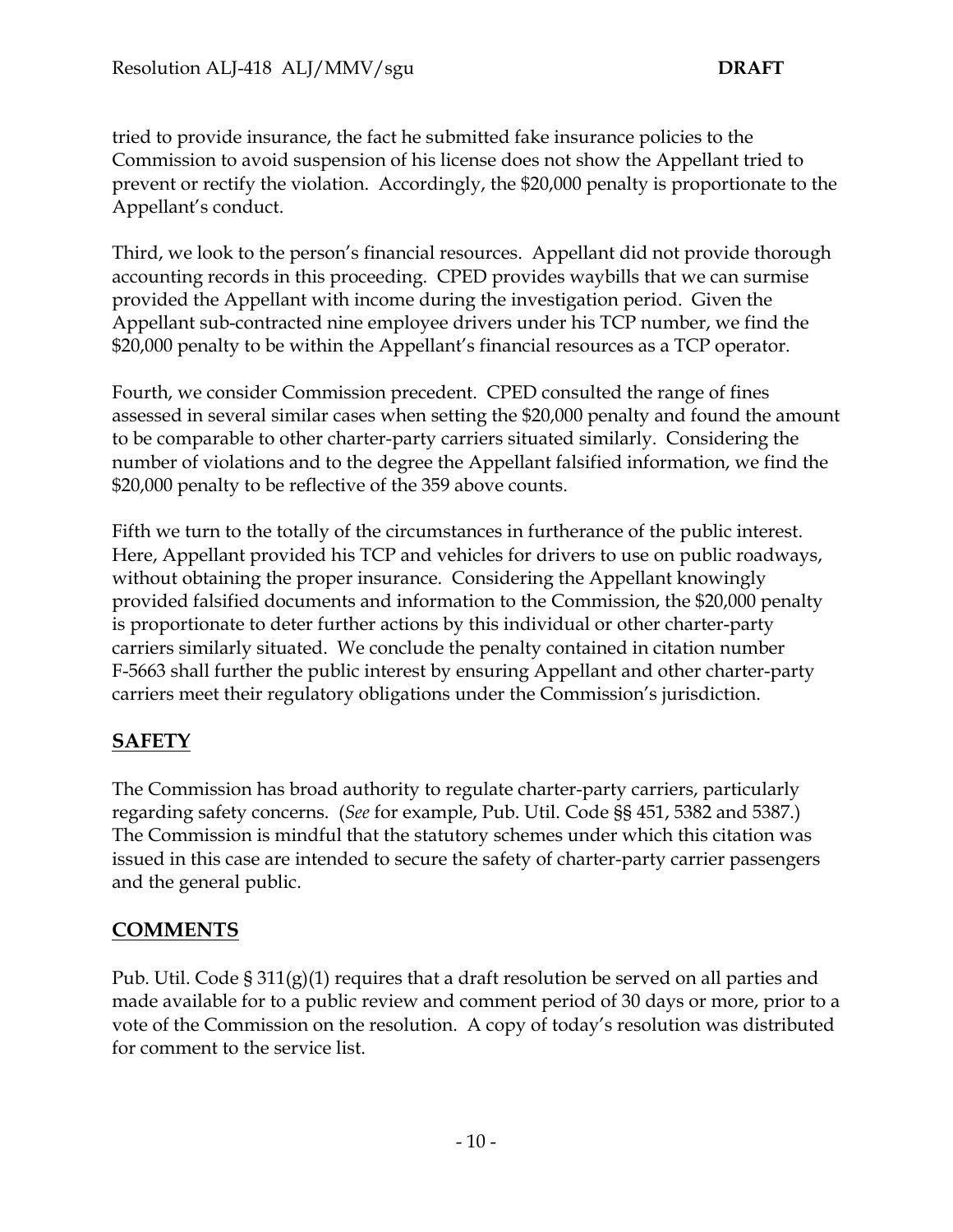tried to provide insurance, the fact he submitted fake insurance policies to the Commission to avoid suspension of his license does not show the Appellant tried to prevent or rectify the violation. Accordingly, the $20,000 penalty is proportionate to the Appellant's conduct.

Third, we look to the person's financial resources. Appellant did not provide thorough accounting records in this proceeding. CPED provides waybills that we can surmise provided the Appellant with income during the investigation period. Given the Appellant sub-contracted nine employee drivers under his TCP number, we find the $20,000 penalty to be within the Appellant's financial resources as a TCP operator.

Fourth, we consider Commission precedent. CPED consulted the range of fines assessed in several similar cases when setting the $20,000 penalty and found the amount to be comparable to other charter-party carriers situated similarly. Considering the number of violations and to the degree the Appellant falsified information, we find the $20,000 penalty to be reflective of the 359 above counts.

Fifth we turn to the totally of the circumstances in furtherance of the public interest. Here, Appellant provided his TCP and vehicles for drivers to use on public roadways, without obtaining the proper insurance. Considering the Appellant knowingly provided falsified documents and information to the Commission, the $20,000 penalty is proportionate to deter further actions by this individual or other charter-party carriers similarly situated. We conclude the penalty contained in citation number F-5663 shall further the public interest by ensuring Appellant and other charter-party carriers meet their regulatory obligations under the Commission's jurisdiction.

## SAFETY

The Commission has broad authority to regulate charter-party carriers, particularly regarding safety concerns. (*See* for example, Pub. Util. Code §§ 451, 5382 and 5387.) The Commission is mindful that the statutory schemes under which this citation was issued in this case are intended to secure the safety of charter-party carrier passengers and the general public.

## COMMENTS

Pub. Util. Code § 311(g)(1) requires that a draft resolution be served on all parties and made available for to a public review and comment period of 30 days or more, prior to a vote of the Commission on the resolution. A copy of today's resolution was distributed for comment to the service list.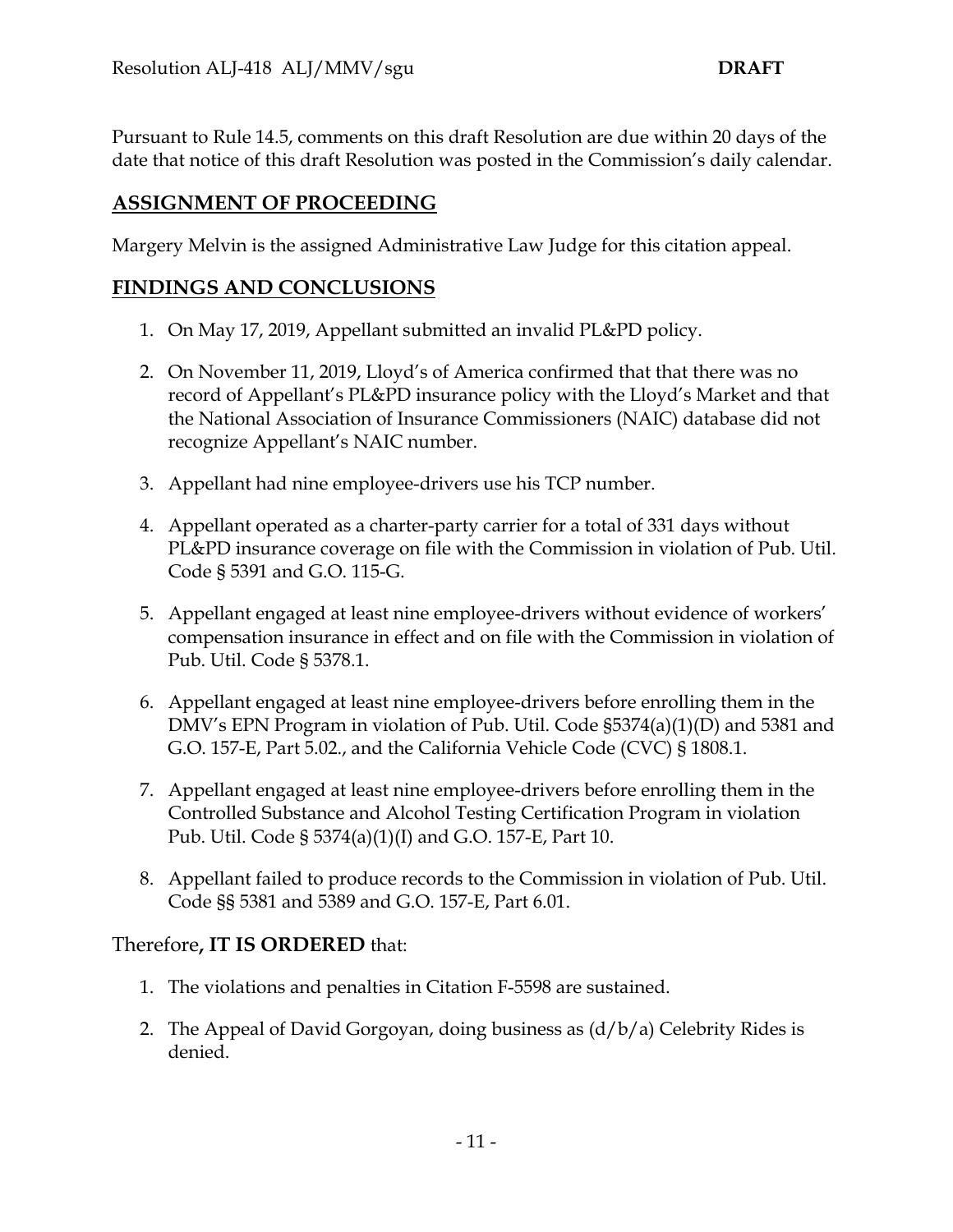Pursuant to Rule 14.5, comments on this draft Resolution are due within 20 days of the date that notice of this draft Resolution was posted in the Commission's daily calendar.

## ASSIGNMENT OF PROCEEDING

Margery Melvin is the assigned Administrative Law Judge for this citation appeal.

## FINDINGS AND CONCLUSIONS

1. On May 17, 2019, Appellant submitted an invalid PL&PD policy.
2. On November 11, 2019, Lloyd's of America confirmed that that there was no record of Appellant's PL&PD insurance policy with the Lloyd's Market and that the National Association of Insurance Commissioners (NAIC) database did not recognize Appellant's NAIC number.
3. Appellant had nine employee-drivers use his TCP number.
4. Appellant operated as a charter-party carrier for a total of 331 days without PL&PD insurance coverage on file with the Commission in violation of Pub. Util. Code § 5391 and G.O. 115-G.
5. Appellant engaged at least nine employee-drivers without evidence of workers' compensation insurance in effect and on file with the Commission in violation of Pub. Util. Code § 5378.1.
6. Appellant engaged at least nine employee-drivers before enrolling them in the DMV's EPN Program in violation of Pub. Util. Code §5374(a)(1)(D) and 5381 and G.O. 157-E, Part 5.02., and the California Vehicle Code (CVC) § 1808.1.
7. Appellant engaged at least nine employee-drivers before enrolling them in the Controlled Substance and Alcohol Testing Certification Program in violation Pub. Util. Code § 5374(a)(1)(I) and G.O. 157-E, Part 10.
8. Appellant failed to produce records to the Commission in violation of Pub. Util. Code §§ 5381 and 5389 and G.O. 157-E, Part 6.01.

Therefore**, IT IS ORDERED** that:

1. The violations and penalties in Citation F-5598 are sustained.
2. The Appeal of David Gorgoyan, doing business as (d/b/a) Celebrity Rides is denied.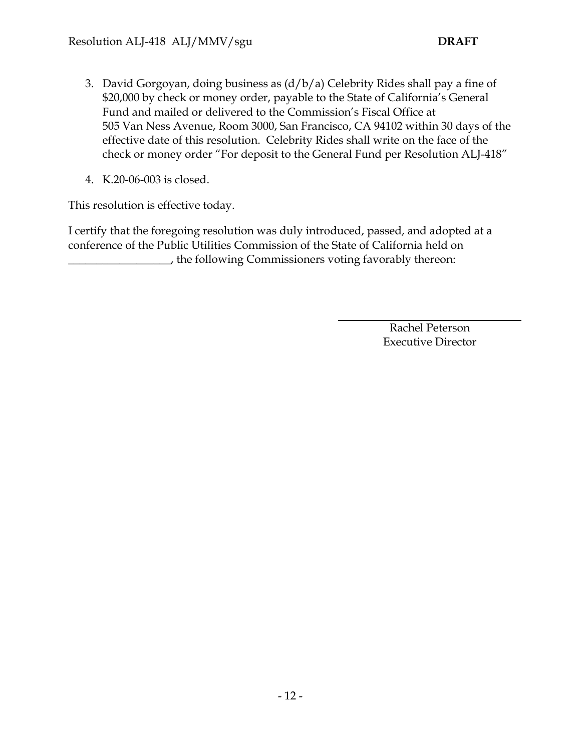3. David Gorgoyan, doing business as (d/b/a) Celebrity Rides shall pay a fine of $20,000 by check or money order, payable to the State of California's General Fund and mailed or delivered to the Commission's Fiscal Office at 505 Van Ness Avenue, Room 3000, San Francisco, CA 94102 within 30 days of the effective date of this resolution. Celebrity Rides shall write on the face of the check or money order "For deposit to the General Fund per Resolution ALJ-418"

4. K.20-06-003 is closed.

This resolution is effective today.

I certify that the foregoing resolution was duly introduced, passed, and adopted at a conference of the Public Utilities Commission of the State of California held on __________________, the following Commissioners voting favorably thereon:

Rachel Peterson
Executive Director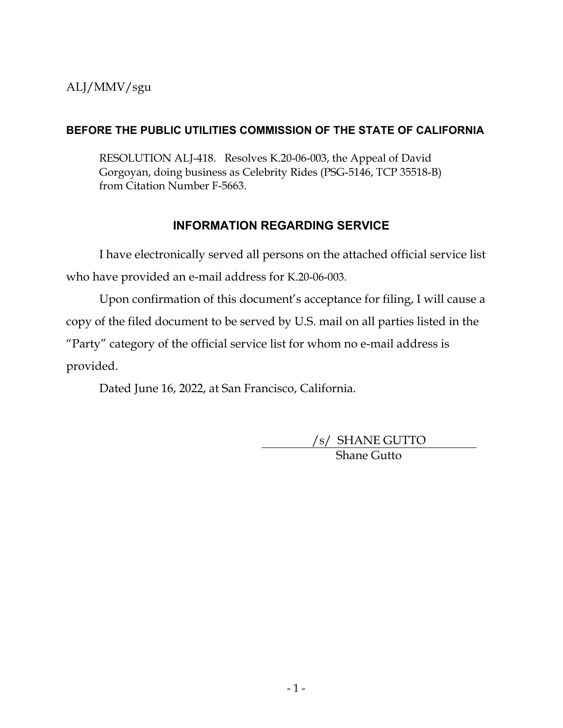ALJ/MMV/sgu

**BEFORE THE PUBLIC UTILITIES COMMISSION OF THE STATE OF CALIFORNIA**

RESOLUTION ALJ-418. Resolves K.20-06-003, the Appeal of David Gorgoyan, doing business as Celebrity Rides (PSG-5146, TCP 35518-B) from Citation Number F-5663.

## INFORMATION REGARDING SERVICE

I have electronically served all persons on the attached official service list who have provided an e-mail address for K.20-06-003.

Upon confirmation of this document's acceptance for filing, I will cause a copy of the filed document to be served by U.S. mail on all parties listed in the "Party" category of the official service list for whom no e-mail address is provided.

Dated June 16, 2022, at San Francisco, California.

/s/ SHANE GUTTO
Shane Gutto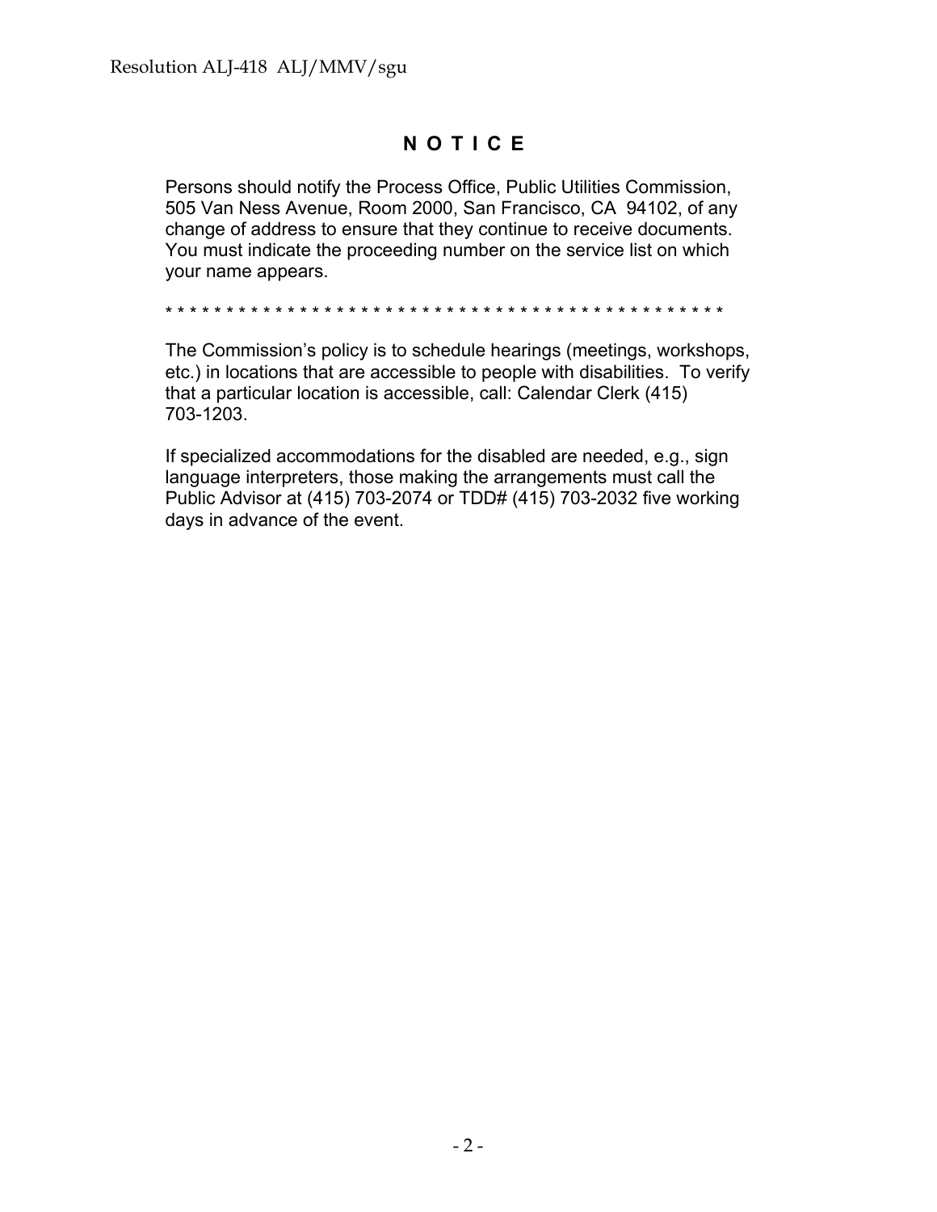# N O T I C E

Persons should notify the Process Office, Public Utilities Commission, 505 Van Ness Avenue, Room 2000, San Francisco, CA 94102, of any change of address to ensure that they continue to receive documents. You must indicate the proceeding number on the service list on which your name appears.

\* \* \* \* \* \* \* \* \* \* \* \* \* \* \* \* \* \* \* \* \* \* \* \* \* \* \* \* \* \* \* \* \* \* \* \* \* \* \* \* \* \* \* \* \* \* \* \* \*

The Commission's policy is to schedule hearings (meetings, workshops, etc.) in locations that are accessible to people with disabilities. To verify that a particular location is accessible, call: Calendar Clerk (415) 703-1203.

If specialized accommodations for the disabled are needed, e.g., sign language interpreters, those making the arrangements must call the Public Advisor at (415) 703-2074 or TDD# (415) 703-2032 five working days in advance of the event.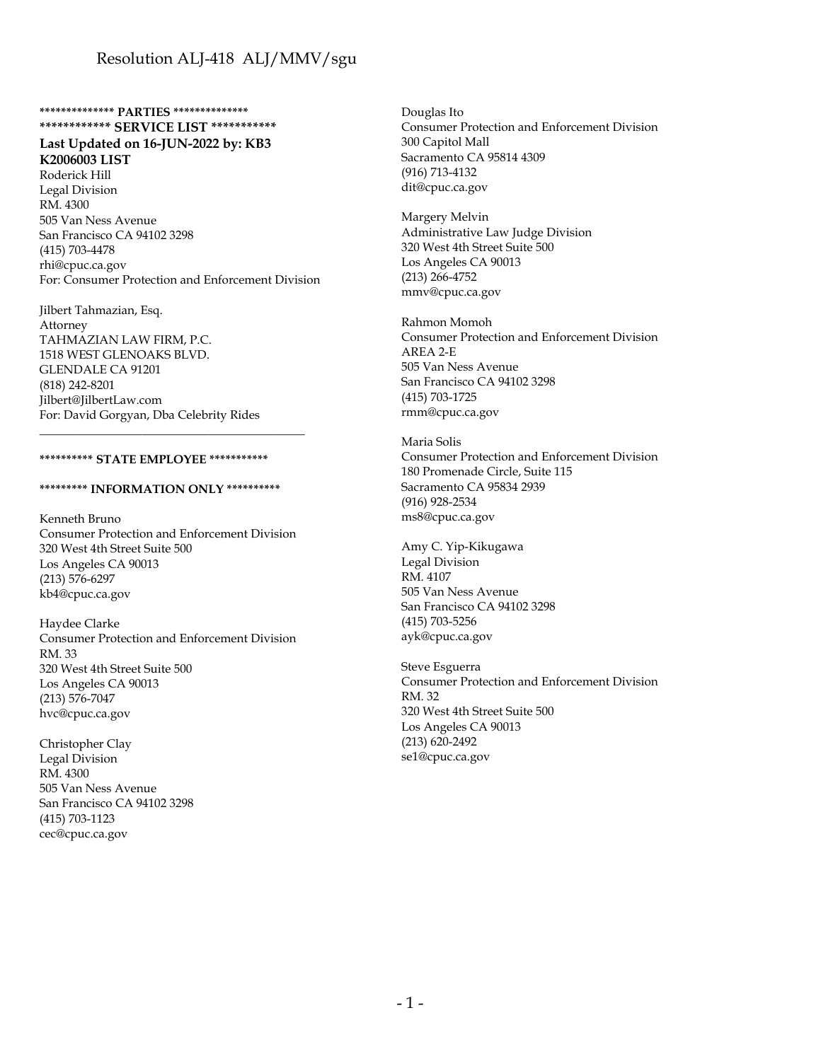************** **PARTIES** **************

************ **SERVICE LIST** ***********

**Last Updated on 16-JUN-2022 by: KB3**
**K2006003 LIST**

Roderick Hill
Legal Division
RM. 4300
505 Van Ness Avenue
San Francisco CA 94102 3298
(415) 703-4478
rhi@cpuc.ca.gov
For: Consumer Protection and Enforcement Division

Jilbert Tahmazian, Esq.
Attorney
TAHMAZIAN LAW FIRM, P.C.
1518 WEST GLENOAKS BLVD.
GLENDALE CA 91201
(818) 242-8201
Jilbert@JilbertLaw.com
For: David Gorgyan, Dba Celebrity Rides

---

********** **STATE EMPLOYEE** ***********

********* **INFORMATION ONLY** **********

Kenneth Bruno
Consumer Protection and Enforcement Division
320 West 4th Street Suite 500
Los Angeles CA 90013
(213) 576-6297
kb4@cpuc.ca.gov

Haydee Clarke
Consumer Protection and Enforcement Division
RM. 33
320 West 4th Street Suite 500
Los Angeles CA 90013
(213) 576-7047
hvc@cpuc.ca.gov

Christopher Clay
Legal Division
RM. 4300
505 Van Ness Avenue
San Francisco CA 94102 3298
(415) 703-1123
cec@cpuc.ca.gov

Douglas Ito
Consumer Protection and Enforcement Division
300 Capitol Mall
Sacramento CA 95814 4309
(916) 713-4132
dit@cpuc.ca.gov

Margery Melvin
Administrative Law Judge Division
320 West 4th Street Suite 500
Los Angeles CA 90013
(213) 266-4752
mmv@cpuc.ca.gov

Rahmon Momoh
Consumer Protection and Enforcement Division
AREA 2-E
505 Van Ness Avenue
San Francisco CA 94102 3298
(415) 703-1725
rmm@cpuc.ca.gov

Maria Solis
Consumer Protection and Enforcement Division
180 Promenade Circle, Suite 115
Sacramento CA 95834 2939
(916) 928-2534
ms8@cpuc.ca.gov

Amy C. Yip-Kikugawa
Legal Division
RM. 4107
505 Van Ness Avenue
San Francisco CA 94102 3298
(415) 703-5256
ayk@cpuc.ca.gov

Steve Esguerra
Consumer Protection and Enforcement Division
RM. 32
320 West 4th Street Suite 500
Los Angeles CA 90013
(213) 620-2492
se1@cpuc.ca.gov